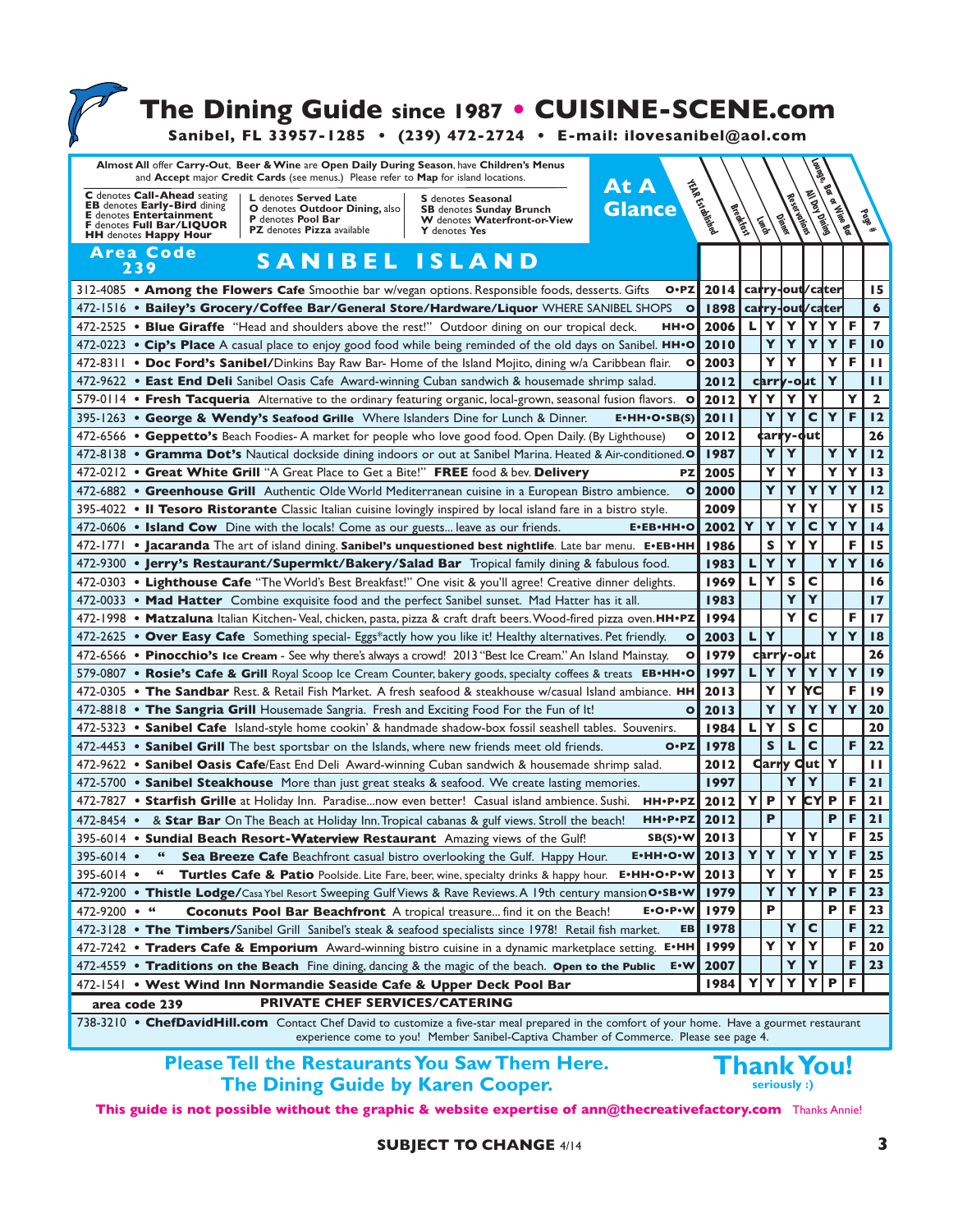# The Dining Guide since 1987 • CUISINE-SCENE.com

**Sanibel, FL 33957-1285 • (239) 472-2724 • E-mail: ilovesanibel@aol.com**

**Almost All** offer **Carry-Out**, **Beer & Wine** are **Open Daily During Season**, have **Children's Menus** and **Accept** major **Credit Cards** (see menus.) Please refer to **Map** for island locations.

**C** denotes **Call-Ahead** seating
**EB** denotes **Early-Bird** dining
**E** denotes **Entertainment**
**F** denotes **Full Bar/LIQUOR**
**HH** denotes **Happy Hour**

**L** denotes **Served Late**
**O** denotes **Outdoor Dining,** also
**P** denotes **Pool Bar**
**PZ** denotes **Pizza** available

**S** denotes **Seasonal**
**SB** denotes **Sunday Brunch**
**W** denotes **Waterfront-or-View**
**Y** denotes **Yes**

## At A Glance

## Area Code 239 — SANIBEL ISLAND

| Phone / Restaurant | YEAR Established | Breakfast | Lunch | Dinner | Reservations | All Day Dining | Lounge, Bar or Wine Bar | Page # |
|---|---|---|---|---|---|---|---|---|
| 312-4085 • **Among the Flowers Cafe** Smoothie bar w/vegan options. Responsible foods, desserts. Gifts **O•PZ** | 2014 | carry-out/cater | | | | | | 15 |
| 472-1516 • **Bailey's Grocery/Coffee Bar/General Store/Hardware/Liquor** WHERE SANIBEL SHOPS **O** | 1898 | carry-out/cater | | | | | | 6 |
| 472-2525 • **Blue Giraffe** "Head and shoulders above the rest!" Outdoor dining on our tropical deck. **HH•O** | 2006 | L | Y | Y | Y | Y | F | 7 |
| 472-0223 • **Cip's Place** A casual place to enjoy good food while being reminded of the old days on Sanibel. **HH•O** | 2010 | | Y | Y | Y | Y | F | 10 |
| 472-8311 • **Doc Ford's Sanibel**/Dinkins Bay Raw Bar- Home of the Island Mojito, dining w/a Caribbean flair. **O** | 2003 | | Y | Y | | Y | F | 11 |
| 472-9622 • **East End Deli** Sanibel Oasis Cafe Award-winning Cuban sandwich & housemade shrimp salad. | 2012 | carry-out | | | | Y | | 11 |
| 579-0114 • **Fresh Tacqueria** Alternative to the ordinary featuring organic, local-grown, seasonal fusion flavors. **O** | 2012 | Y | Y | Y | Y | | Y | 2 |
| 395-1263 • **George & Wendy's Seafood Grille** Where Islanders Dine for Lunch & Dinner. **E•HH•O•SB(S)** | 2011 | | Y | Y | C | Y | F | 12 |
| 472-6566 • **Geppetto's** Beach Foodies- A market for people who love good food. Open Daily. (By Lighthouse) **O** | 2012 | carry-out | | | | | | 26 |
| 472-8138 • **Gramma Dot's** Nautical dockside dining indoors or out at Sanibel Marina. Heated & Air-conditioned. **O** | 1987 | | Y | Y | | Y | Y | 12 |
| 472-0212 • **Great White Grill** "A Great Place to Get a Bite!" **FREE** food & bev. **Delivery** **PZ** | 2005 | | Y | Y | | Y | Y | 13 |
| 472-6882 • **Greenhouse Grill** Authentic Olde World Mediterranean cuisine in a European Bistro ambience. **O** | 2000 | | Y | Y | Y | Y | Y | 12 |
| 395-4022 • **Il Tesoro Ristorante** Classic Italian cuisine lovingly inspired by local island fare in a bistro style. | 2009 | | | Y | Y | | Y | 15 |
| 472-0606 • **Island Cow** Dine with the locals! Come as our guests... leave as our friends. **E•EB•HH•O** | 2002 | Y | Y | Y | C | Y | Y | 14 |
| 472-1771 • **Jacaranda** The art of island dining. **Sanibel's unquestioned best nightlife**. Late bar menu. **E•EB•HH** | 1986 | | S | Y | Y | | F | 15 |
| 472-9300 • **Jerry's Restaurant/Supermkt/Bakery/Salad Bar** Tropical family dining & fabulous food. | 1983 | L | Y | Y | | Y | Y | 16 |
| 472-0303 • **Lighthouse Cafe** "The World's Best Breakfast!" One visit & you'll agree! Creative dinner delights. | 1969 | L | Y | S | C | | | 16 |
| 472-0033 • **Mad Hatter** Combine exquisite food and the perfect Sanibel sunset. Mad Hatter has it all. | 1983 | | | Y | Y | | | 17 |
| 472-1998 • **Matzaluna** Italian Kitchen- Veal, chicken, pasta, pizza & craft draft beers. Wood-fired pizza oven. **HH•PZ** | 1994 | | | Y | C | | F | 17 |
| 472-2625 • **Over Easy Cafe** Something special- Eggs*actly how you like it! Healthy alternatives. Pet friendly. **O** | 2003 | L | Y | | | Y | Y | 18 |
| 472-6566 • **Pinocchio's Ice Cream** - See why there's always a crowd! 2013 "Best Ice Cream." An Island Mainstay. **O** | 1979 | carry-out | | | | | | 26 |
| 579-0807 • **Rosie's Cafe & Grill** Royal Scoop Ice Cream Counter, bakery goods, specialty coffees & treats **EB•HH•O** | 1997 | L | Y | Y | Y | Y | Y | 19 |
| 472-0305 • **The Sandbar** Rest. & Retail Fish Market. A fresh seafood & steakhouse w/casual Island ambiance. **HH** | 2013 | | Y | Y | YC | | F | 19 |
| 472-8818 • **The Sangria Grill** Housemade Sangria. Fresh and Exciting Food For the Fun of It! **O** | 2013 | | Y | Y | Y | Y | Y | 20 |
| 472-5323 • **Sanibel Cafe** Island-style home cookin' & handmade shadow-box fossil seashell tables. Souvenirs. | 1984 | L | Y | S | C | | | 20 |
| 472-4453 • **Sanibel Grill** The best sportsbar on the Islands, where new friends meet old friends. **O•PZ** | 1978 | | S | L | C | | F | 22 |
| 472-9622 • **Sanibel Oasis Cafe**/East End Deli Award-winning Cuban sandwich & housemade shrimp salad. | 2012 | Carry Out | | | | Y | | 11 |
| 472-5700 • **Sanibel Steakhouse** More than just great steaks & seafood. We create lasting memories. | 1997 | | | Y | Y | | F | 21 |
| 472-7827 • **Starfish Grille** at Holiday Inn. Paradise...now even better! Casual island ambience. Sushi. **HH•P•PZ** | 2012 | Y | P | Y | CY | P | F | 21 |
| 472-8454 • & **Star Bar** On The Beach at Holiday Inn. Tropical cabanas & gulf views. Stroll the beach! **HH•P•PZ** | 2012 | | P | | | P | F | 21 |
| 395-6014 • **Sundial Beach Resort-Waterview Restaurant** Amazing views of the Gulf! **SB(S)•W** | 2013 | | | Y | Y | | F | 25 |
| 395-6014 • " **Sea Breeze Cafe** Beachfront casual bistro overlooking the Gulf. Happy Hour. **E•HH•O•W** | 2013 | Y | Y | Y | Y | Y | F | 25 |
| 395-6014 • " **Turtles Cafe & Patio** Poolside. Lite Fare, beer, wine, specialty drinks & happy hour. **E•HH•O•P•W** | 2013 | | Y | Y | | Y | F | 25 |
| 472-9200 • **Thistle Lodge**/Casa Ybel Resort Sweeping Gulf Views & Rave Reviews. A 19th century mansion **O•SB•W** | 1979 | | Y | Y | Y | P | F | 23 |
| 472-9200 • " **Coconuts Pool Bar Beachfront** A tropical treasure... find it on the Beach! **E•O•P•W** | 1979 | | P | | | P | F | 23 |
| 472-3128 • **The Timbers**/Sanibel Grill Sanibel's steak & seafood specialists since 1978! Retail fish market. **EB** | 1978 | | | Y | C | | F | 22 |
| 472-7242 • **Traders Cafe & Emporium** Award-winning bistro cuisine in a dynamic marketplace setting. **E•HH** | 1999 | | Y | Y | Y | | F | 20 |
| 472-4559 • **Traditions on the Beach** Fine dining, dancing & the magic of the beach. **Open to the Public** **E•W** | 2007 | | | Y | Y | | F | 23 |
| 472-1541 • **West Wind Inn Normandie Seaside Cafe & Upper Deck Pool Bar** | 1984 | Y | Y | Y | Y | P | F | |

**area code 239 — PRIVATE CHEF SERVICES/CATERING**

738-3210 • **ChefDavidHill.com** Contact Chef David to customize a five-star meal prepared in the comfort of your home. Have a gourmet restaurant experience come to you! Member Sanibel-Captiva Chamber of Commerce. Please see page 4.

**Please Tell the Restaurants You Saw Them Here.**
**The Dining Guide by Karen Cooper.**

**Thank You!** seriously :)

**This guide is not possible without the graphic & website expertise of ann@thecreativefactory.com** Thanks Annie!

**SUBJECT TO CHANGE** 4/14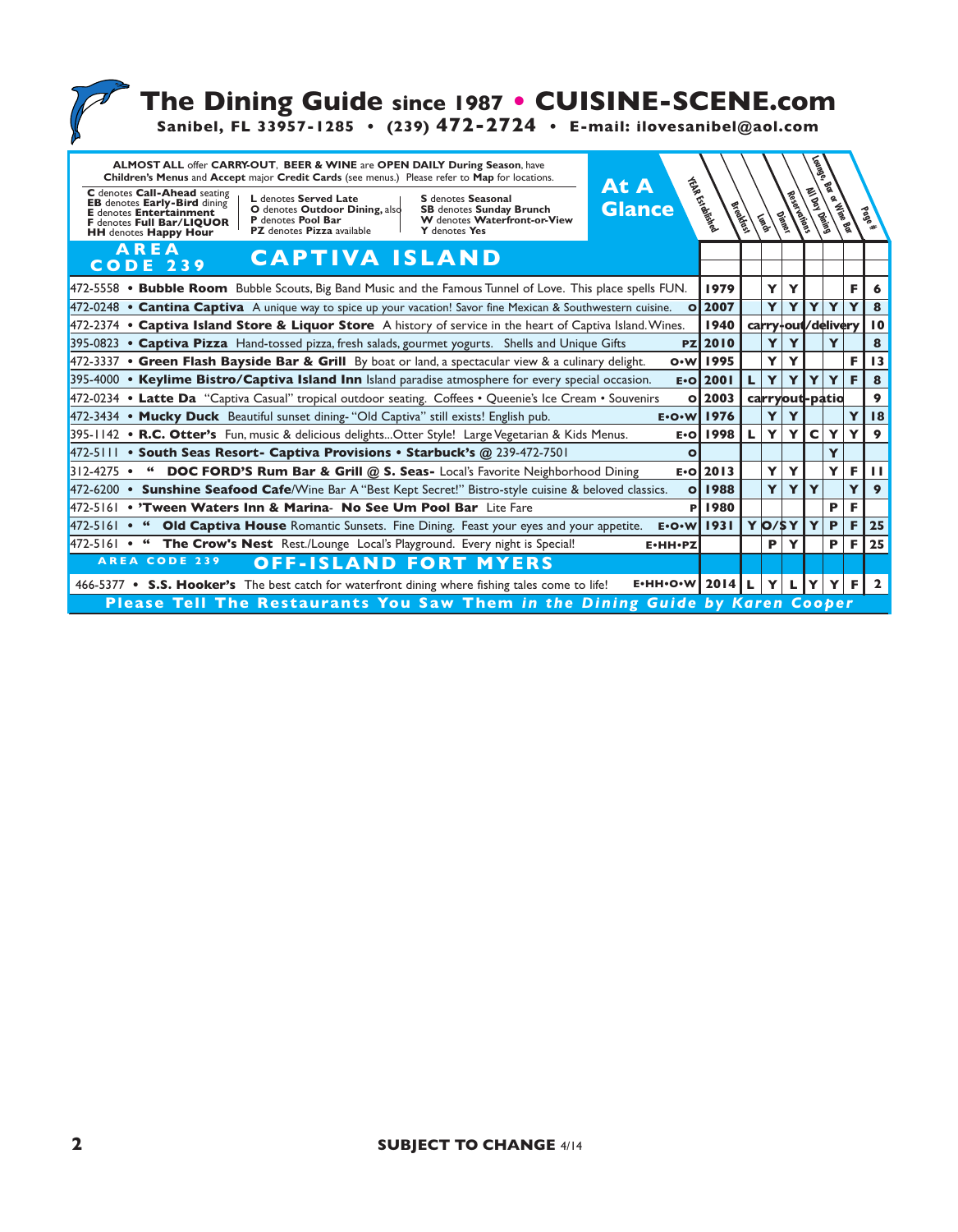# The Dining Guide since 1987 • CUISINE-SCENE.com

**Sanibel, FL 33957-1285 • (239) 472-2724 • E-mail: ilovesanibel@aol.com**

**ALMOST ALL** offer **CARRY-OUT**, **BEER & WINE** are **OPEN DAILY During Season**, have **Children's Menus** and **Accept** major **Credit Cards** (see menus.) Please refer to **Map** for locations.

**C** denotes **Call-Ahead** seating
**EB** denotes **Early-Bird** dining
**E** denotes **Entertainment**
**F** denotes **Full Bar/LIQUOR**
**HH** denotes **Happy Hour**

**L** denotes **Served Late**
**O** denotes **Outdoor Dining,** also
**P** denotes **Pool Bar**
**PZ** denotes **Pizza** available

**S** denotes **Seasonal**
**SB** denotes **Sunday Brunch**
**W** denotes **Waterfront-or-View**
**Y** denotes **Yes**

## At A Glance

## AREA CODE 239 — CAPTIVA ISLAND

| Phone / Restaurant | Codes | YEAR Established | Breakfast | Lunch | Dinner | Reservations | All Day Dining | Lounge, Bar or Wine Bar | Page # |
|---|---|---|---|---|---|---|---|---|---|
| 472-5558 • **Bubble Room** Bubble Scouts, Big Band Music and the Famous Tunnel of Love. This place spells FUN. | | 1979 | | Y | Y | | | F | 6 |
| 472-0248 • **Cantina Captiva** A unique way to spice up your vacation! Savor fine Mexican & Southwestern cuisine. | O | 2007 | | Y | Y | Y | Y | Y | 8 |
| 472-2374 • **Captiva Island Store & Liquor Store** A history of service in the heart of Captiva Island. Wines. | | 1940 | carry-out/delivery | | | | | | 10 |
| 395-0823 • **Captiva Pizza** Hand-tossed pizza, fresh salads, gourmet yogurts. Shells and Unique Gifts | PZ | 2010 | | Y | Y | | Y | | 8 |
| 472-3337 • **Green Flash Bayside Bar & Grill** By boat or land, a spectacular view & a culinary delight. | O•W | 1995 | | Y | Y | | | F | 13 |
| 395-4000 • **Keylime Bistro/Captiva Island Inn** Island paradise atmosphere for every special occasion. | E•O | 2001 | L | Y | Y | Y | Y | F | 8 |
| 472-0234 • **Latte Da** "Captiva Casual" tropical outdoor seating. Coffees • Queenie's Ice Cream • Souvenirs | O | 2003 | carryout-patio | | | | | | 9 |
| 472-3434 • **Mucky Duck** Beautiful sunset dining- "Old Captiva" still exists! English pub. | E•O•W | 1976 | | Y | Y | | | Y | 18 |
| 395-1142 • **R.C. Otter's** Fun, music & delicious delights...Otter Style! Large Vegetarian & Kids Menus. | E•O | 1998 | L | Y | Y | C | Y | Y | 9 |
| 472-5111 • **South Seas Resort- Captiva Provisions • Starbuck's** @ 239-472-7501 | O | | | | | | Y | | |
| 312-4275 • " **DOC FORD'S Rum Bar & Grill @ S. Seas-** Local's Favorite Neighborhood Dining | E•O | 2013 | | Y | Y | | Y | F | 11 |
| 472-6200 • **Sunshine Seafood Cafe**/Wine Bar A "Best Kept Secret!" Bistro-style cuisine & beloved classics. | O | 1988 | | Y | Y | Y | | Y | 9 |
| 472-5161 • **'Tween Waters Inn & Marina- No See Um Pool Bar** Lite Fare | P | 1980 | | | | | P | F | |
| 472-5161 • " **Old Captiva House** Romantic Sunsets. Fine Dining. Feast your eyes and your appetite. | E•O•W | 1931 | Y | O/S | Y | Y | P | F | 25 |
| 472-5161 • " **The Crow's Nest** Rest./Lounge Local's Playground. Every night is Special! | E•HH•PZ | | | P | Y | | P | F | 25 |

## AREA CODE 239 — OFF-ISLAND FORT MYERS

| Phone / Restaurant | Codes | YEAR Established | Breakfast | Lunch | Dinner | Reservations | All Day Dining | Lounge, Bar or Wine Bar | Page # |
|---|---|---|---|---|---|---|---|---|---|
| 466-5377 • **S.S. Hooker's** The best catch for waterfront dining where fishing tales come to life! | E•HH•O•W | 2014 | L | Y | L | Y | Y | F | 2 |

**Please Tell The Restaurants You Saw Them *in the Dining Guide by Karen Cooper***

**SUBJECT TO CHANGE** 4/14